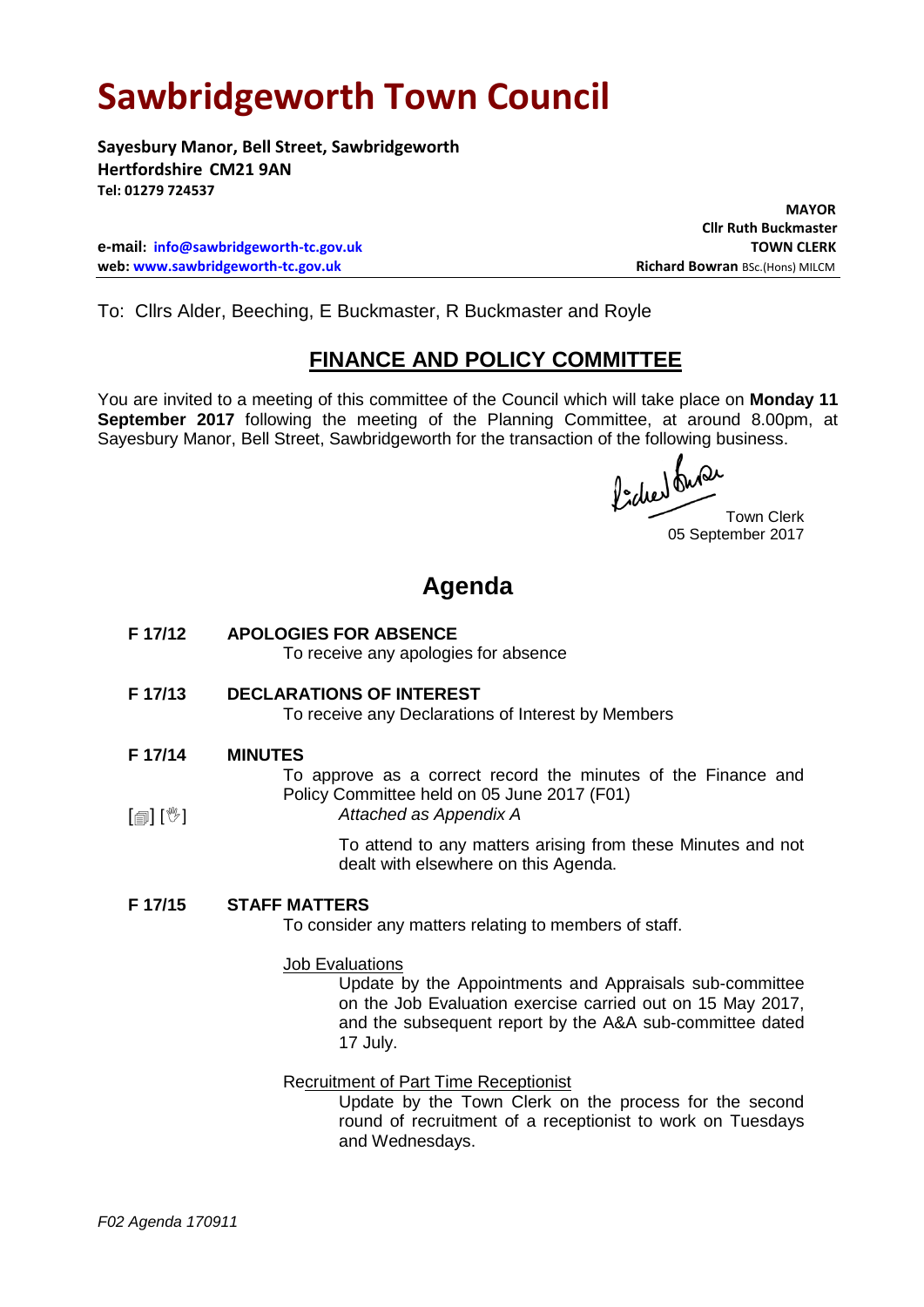# Sawbridgeworth Town Council

**Sayesbury Manor, Bell Street, Sawbridgeworth**
**Hertfordshire CM21 9AN**
**Tel: 01279 724537**

**MAYOR**
**Cllr Ruth Buckmaster**

**e-mail: info@sawbridgeworth-tc.gov.uk**
**web: www.sawbridgeworth-tc.gov.uk**

**TOWN CLERK**
**Richard Bowran** BSc.(Hons) MILCM

To: Cllrs Alder, Beeching, E Buckmaster, R Buckmaster and Royle

## FINANCE AND POLICY COMMITTEE

You are invited to a meeting of this committee of the Council which will take place on **Monday 11 September 2017** following the meeting of the Planning Committee, at around 8.00pm, at Sayesbury Manor, Bell Street, Sawbridgeworth for the transaction of the following business.

Town Clerk
05 September 2017

## Agenda

**F 17/12 APOLOGIES FOR ABSENCE**

To receive any apologies for absence

**F 17/13 DECLARATIONS OF INTEREST**

To receive any Declarations of Interest by Members

**F 17/14 MINUTES**

To approve as a correct record the minutes of the Finance and Policy Committee held on 05 June 2017 (F01)

[] [] *Attached as Appendix A*

To attend to any matters arising from these Minutes and not dealt with elsewhere on this Agenda.

**F 17/15 STAFF MATTERS**

To consider any matters relating to members of staff.

Job Evaluations

Update by the Appointments and Appraisals sub-committee on the Job Evaluation exercise carried out on 15 May 2017, and the subsequent report by the A&A sub-committee dated 17 July.

Recruitment of Part Time Receptionist

Update by the Town Clerk on the process for the second round of recruitment of a receptionist to work on Tuesdays and Wednesdays.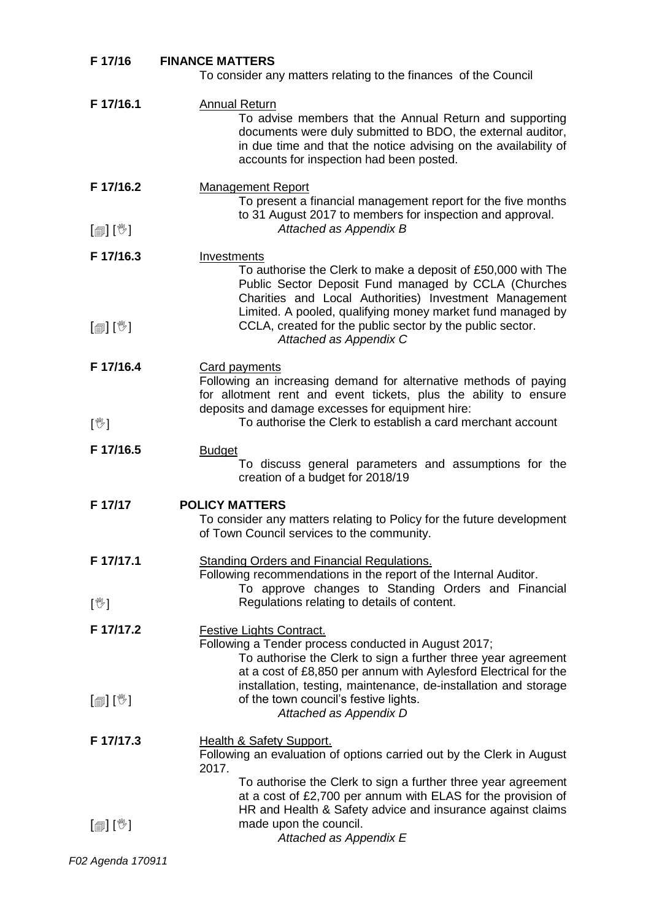**F 17/16 FINANCE MATTERS**

To consider any matters relating to the finances of the Council

**F 17/16.1** Annual Return

To advise members that the Annual Return and supporting documents were duly submitted to BDO, the external auditor, in due time and that the notice advising on the availability of accounts for inspection had been posted.

**F 17/16.2** Management Report

To present a financial management report for the five months to 31 August 2017 to members for inspection and approval.

[🗐] [✋] *Attached as Appendix B*

**F 17/16.3** Investments

To authorise the Clerk to make a deposit of £50,000 with The Public Sector Deposit Fund managed by CCLA (Churches Charities and Local Authorities) Investment Management Limited. A pooled, qualifying money market fund managed by CCLA, created for the public sector by the public sector.

[🗐] [✋] *Attached as Appendix C*

**F 17/16.4** Card payments

Following an increasing demand for alternative methods of paying for allotment rent and event tickets, plus the ability to ensure deposits and damage excesses for equipment hire:

[✋] To authorise the Clerk to establish a card merchant account

**F 17/16.5** Budget

To discuss general parameters and assumptions for the creation of a budget for 2018/19

**F 17/17 POLICY MATTERS**

To consider any matters relating to Policy for the future development of Town Council services to the community.

**F 17/17.1** Standing Orders and Financial Regulations.

Following recommendations in the report of the Internal Auditor.

[✋] To approve changes to Standing Orders and Financial Regulations relating to details of content.

**F 17/17.2** Festive Lights Contract.

Following a Tender process conducted in August 2017;

To authorise the Clerk to sign a further three year agreement at a cost of £8,850 per annum with Aylesford Electrical for the installation, testing, maintenance, de-installation and storage of the town council's festive lights.

[🗐] [✋] *Attached as Appendix D*

**F 17/17.3** Health & Safety Support.

Following an evaluation of options carried out by the Clerk in August 2017.

To authorise the Clerk to sign a further three year agreement at a cost of £2,700 per annum with ELAS for the provision of HR and Health & Safety advice and insurance against claims made upon the council.

[🗐] [✋] *Attached as Appendix E*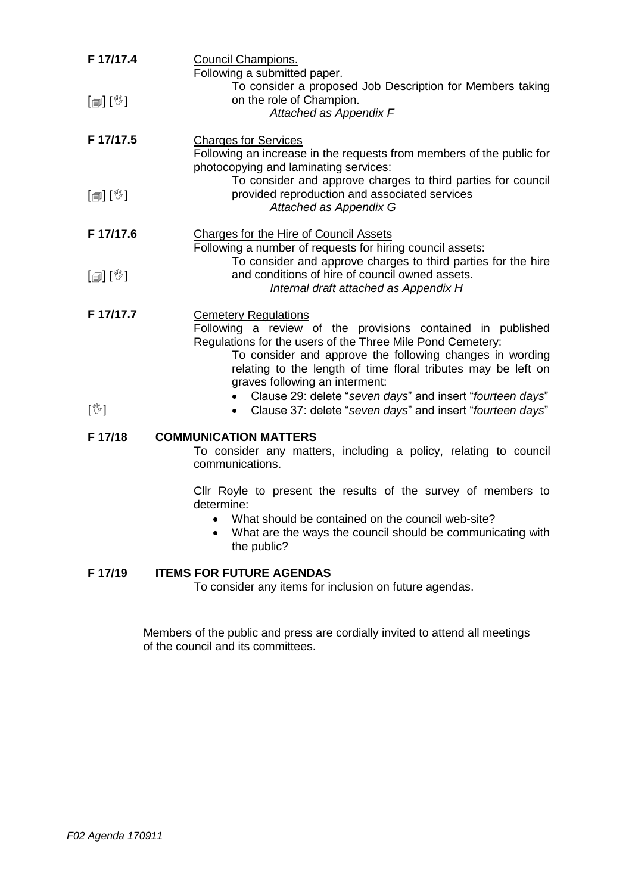**F 17/17.4** Council Champions.
Following a submitted paper.
To consider a proposed Job Description for Members taking on the role of Champion.
[🗐] [👋]
*Attached as Appendix F*

**F 17/17.5** Charges for Services
Following an increase in the requests from members of the public for photocopying and laminating services:
To consider and approve charges to third parties for council provided reproduction and associated services
[🗐] [👋]
*Attached as Appendix G*

**F 17/17.6** Charges for the Hire of Council Assets
Following a number of requests for hiring council assets:
To consider and approve charges to third parties for the hire and conditions of hire of council owned assets.
[🗐] [👋]
*Internal draft attached as Appendix H*

**F 17/17.7** Cemetery Regulations
Following a review of the provisions contained in published Regulations for the users of the Three Mile Pond Cemetery:
To consider and approve the following changes in wording relating to the length of time floral tributes may be left on graves following an interment:

- Clause 29: delete "*seven days*" and insert "*fourteen days*"
- Clause 37: delete "*seven days*" and insert "*fourteen days*"

[👋]

**F 17/18 COMMUNICATION MATTERS**

To consider any matters, including a policy, relating to council communications.

Cllr Royle to present the results of the survey of members to determine:

- What should be contained on the council web-site?
- What are the ways the council should be communicating with the public?

**F 17/19 ITEMS FOR FUTURE AGENDAS**

To consider any items for inclusion on future agendas.

Members of the public and press are cordially invited to attend all meetings of the council and its committees.